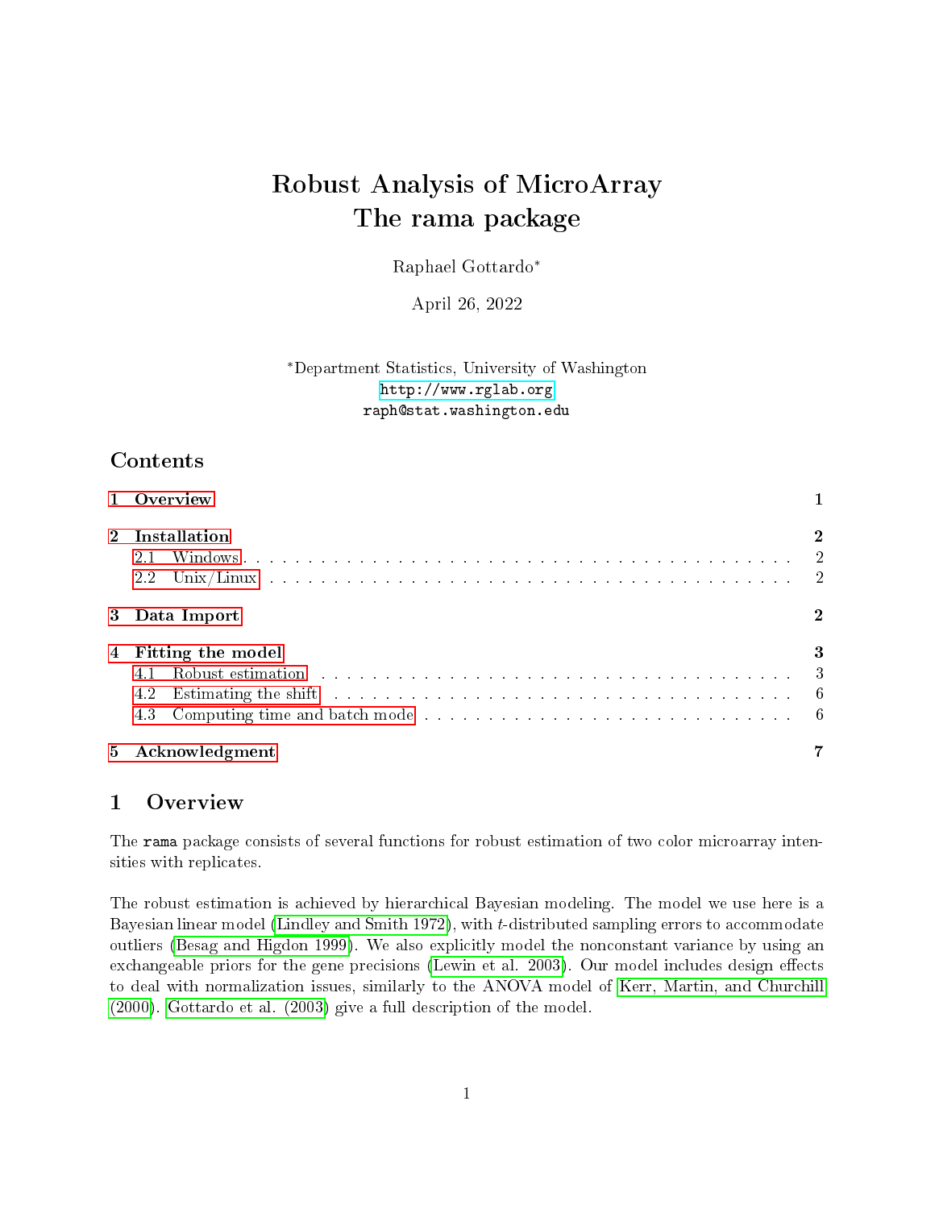# Robust Analysis of MicroArray
# The rama package

Raphael Gottardo*

April 26, 2022

*Department Statistics, University of Washington
http://www.rglab.org
raph@stat.washington.edu

## Contents

1 Overview — 1

2 Installation — 2
- 2.1 Windows — 2
- 2.2 Unix/Linux — 2

3 Data Import — 2

4 Fitting the model — 3
- 4.1 Robust estimation — 3
- 4.2 Estimating the shift — 6
- 4.3 Computing time and batch mode — 6

5 Acknowledgment — 7

## 1 Overview

The rama package consists of several functions for robust estimation of two color microarray intensities with replicates.

The robust estimation is achieved by hierarchical Bayesian modeling. The model we use here is a Bayesian linear model (Lindley and Smith 1972), with $t$-distributed sampling errors to accommodate outliers (Besag and Higdon 1999). We also explicitly model the nonconstant variance by using an exchangeable priors for the gene precisions (Lewin et al. 2003). Our model includes design effects to deal with normalization issues, similarly to the ANOVA model of Kerr, Martin, and Churchill (2000). Gottardo et al. (2003) give a full description of the model.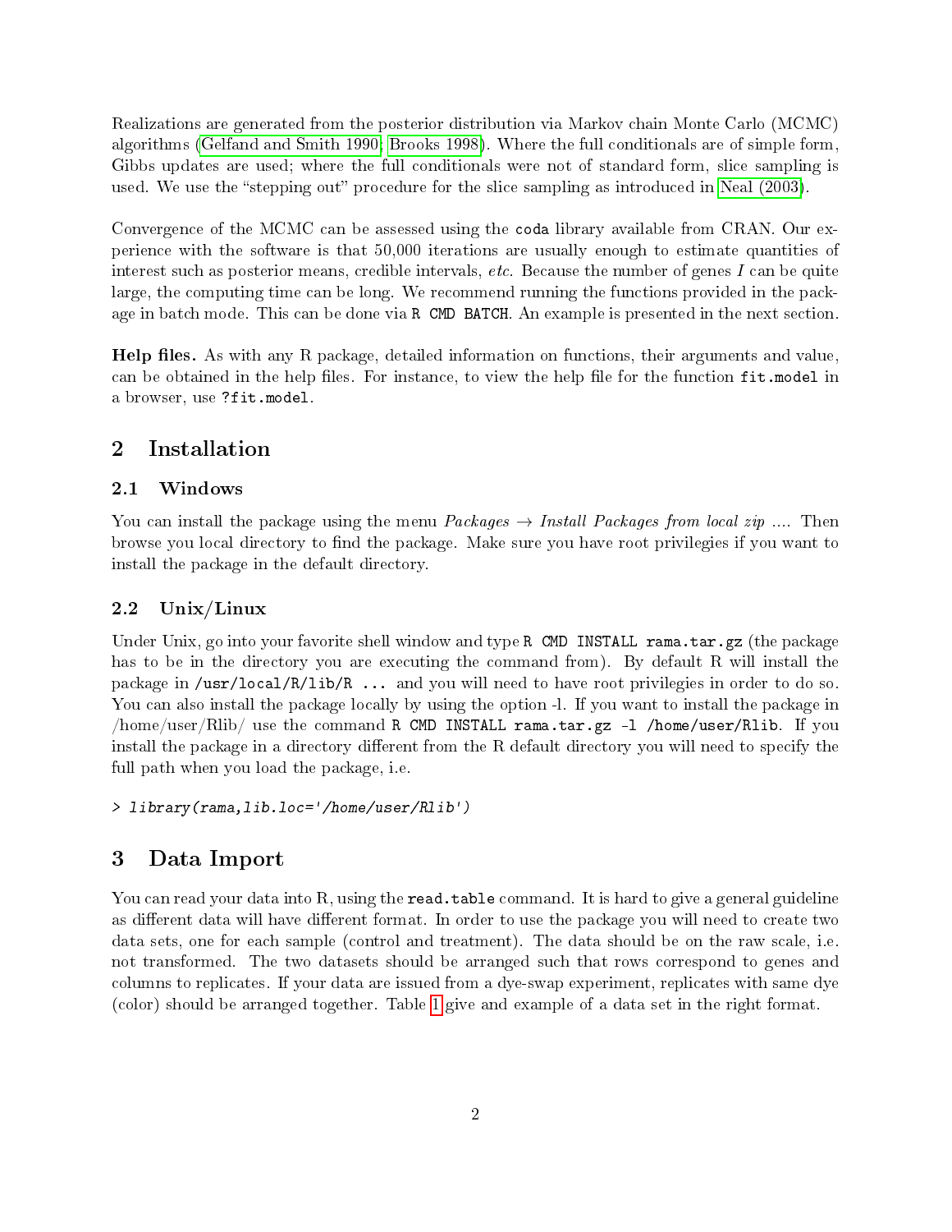Realizations are generated from the posterior distribution via Markov chain Monte Carlo (MCMC) algorithms (Gelfand and Smith 1990; Brooks 1998). Where the full conditionals are of simple form, Gibbs updates are used; where the full conditionals were not of standard form, slice sampling is used. We use the "stepping out" procedure for the slice sampling as introduced in Neal (2003).

Convergence of the MCMC can be assessed using the `coda` library available from CRAN. Our experience with the software is that 50,000 iterations are usually enough to estimate quantities of interest such as posterior means, credible intervals, *etc.* Because the number of genes $I$ can be quite large, the computing time can be long. We recommend running the functions provided in the package in batch mode. This can be done via `R CMD BATCH`. An example is presented in the next section.

**Help files.** As with any R package, detailed information on functions, their arguments and value, can be obtained in the help files. For instance, to view the help file for the function `fit.model` in a browser, use `?fit.model`.

## 2 Installation

### 2.1 Windows

You can install the package using the menu *Packages* → *Install Packages from local zip ...*. Then browse you local directory to find the package. Make sure you have root privilegies if you want to install the package in the default directory.

### 2.2 Unix/Linux

Under Unix, go into your favorite shell window and type `R CMD INSTALL rama.tar.gz` (the package has to be in the directory you are executing the command from). By default R will install the package in `/usr/local/R/lib/R ...` and you will need to have root privilegies in order to do so. You can also install the package locally by using the option -l. If you want to install the package in /home/user/Rlib/ use the command `R CMD INSTALL rama.tar.gz -l /home/user/Rlib`. If you install the package in a directory different from the R default directory you will need to specify the full path when you load the package, i.e.

```
> library(rama,lib.loc='/home/user/Rlib')
```

## 3 Data Import

You can read your data into R, using the `read.table` command. It is hard to give a general guideline as different data will have different format. In order to use the package you will need to create two data sets, one for each sample (control and treatment). The data should be on the raw scale, i.e. not transformed. The two datasets should be arranged such that rows correspond to genes and columns to replicates. If your data are issued from a dye-swap experiment, replicates with same dye (color) should be arranged together. Table 1 give and example of a data set in the right format.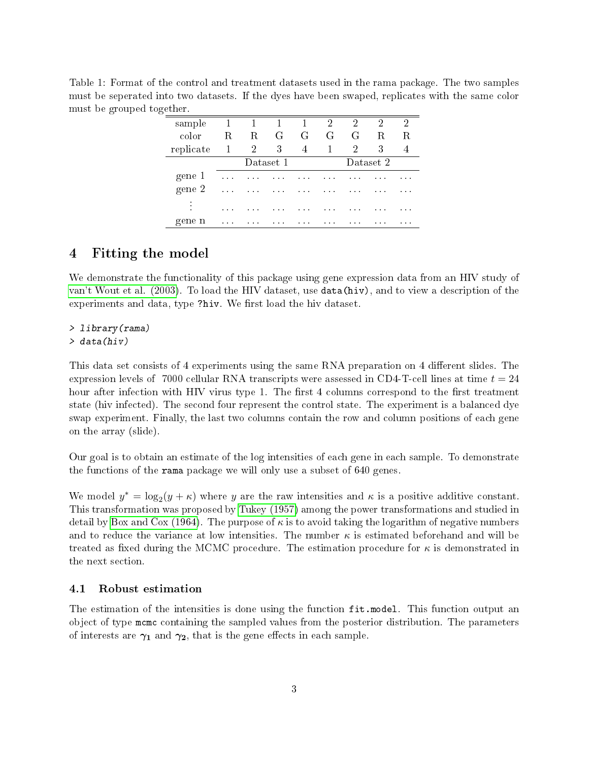Table 1: Format of the control and treatment datasets used in the rama package. The two samples must be seperated into two datasets. If the dyes have been swaped, replicates with the same color must be grouped together.

| sample | 1 | 1 | 1 | 1 | 2 | 2 | 2 | 2 |
|---|---|---|---|---|---|---|---|---|
| color | R | R | G | G | G | G | R | R |
| replicate | 1 | 2 | 3 | 4 | 1 | 2 | 3 | 4 |
| | Dataset 1 | | | | Dataset 2 | | | |
| gene 1 | ... | ... | ... | ... | ... | ... | ... | ... |
| gene 2 | ... | ... | ... | ... | ... | ... | ... | ... |
| ⋮ | ... | ... | ... | ... | ... | ... | ... | ... |
| gene n | ... | ... | ... | ... | ... | ... | ... | ... |

# 4 Fitting the model

We demonstrate the functionality of this package using gene expression data from an HIV study of van't Wout et al. (2003). To load the HIV dataset, use `data(hiv)`, and to view a description of the experiments and data, type `?hiv`. We first load the hiv dataset.

```
> library(rama)
> data(hiv)
```

This data set consists of 4 experiments using the same RNA preparation on 4 different slides. The expression levels of 7000 cellular RNA transcripts were assessed in CD4-T-cell lines at time $t = 24$ hour after infection with HIV virus type 1. The first 4 columns correspond to the first treatment state (hiv infected). The second four represent the control state. The experiment is a balanced dye swap experiment. Finally, the last two columns contain the row and column positions of each gene on the array (slide).

Our goal is to obtain an estimate of the log intensities of each gene in each sample. To demonstrate the functions of the `rama` package we will only use a subset of 640 genes.

We model $y^* = \log_2(y + \kappa)$ where $y$ are the raw intensities and $\kappa$ is a positive additive constant. This transformation was proposed by Tukey (1957) among the power transformations and studied in detail by Box and Cox (1964). The purpose of $\kappa$ is to avoid taking the logarithm of negative numbers and to reduce the variance at low intensities. The number $\kappa$ is estimated beforehand and will be treated as fixed during the MCMC procedure. The estimation procedure for $\kappa$ is demonstrated in the next section.

## 4.1 Robust estimation

The estimation of the intensities is done using the function `fit.model`. This function output an object of type `mcmc` containing the sampled values from the posterior distribution. The parameters of interests are $\boldsymbol{\gamma_1}$ and $\boldsymbol{\gamma_2}$, that is the gene effects in each sample.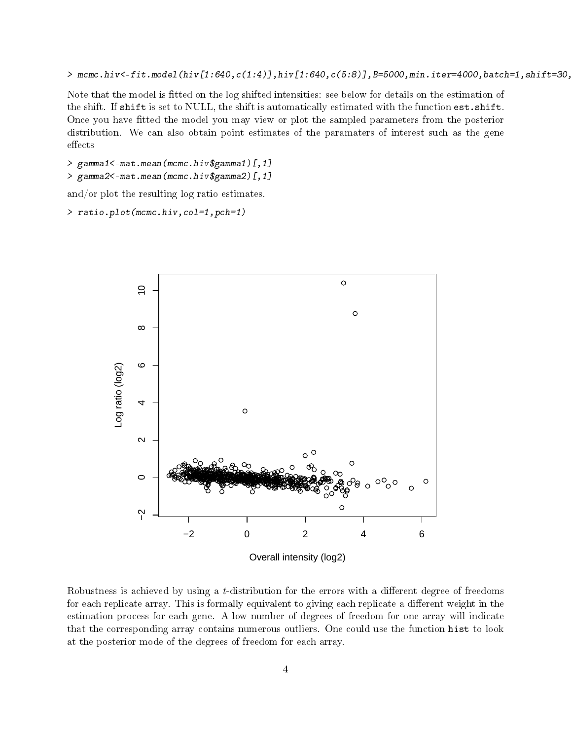```
> mcmc.hiv<-fit.model(hiv[1:640,c(1:4)],hiv[1:640,c(5:8)],B=5000,min.iter=4000,batch=1,shift=30,
```

Note that the model is fitted on the log shifted intensities: see below for details on the estimation of the shift. If `shift` is set to NULL, the shift is automatically estimated with the function `est.shift`. Once you have fitted the model you may view or plot the sampled parameters from the posterior distribution. We can also obtain point estimates of the paramaters of interest such as the gene effects

```
> gamma1<-mat.mean(mcmc.hiv$gamma1)[,1]
> gamma2<-mat.mean(mcmc.hiv$gamma2)[,1]
```

and/or plot the resulting log ratio estimates.

```
> ratio.plot(mcmc.hiv,col=1,pch=1)
```

Robustness is achieved by using a $t$-distribution for the errors with a different degree of freedoms for each replicate array. This is formally equivalent to giving each replicate a different weight in the estimation process for each gene. A low number of degrees of freedom for one array will indicate that the corresponding array contains numerous outliers. One could use the function `hist` to look at the posterior mode of the degrees of freedom for each array.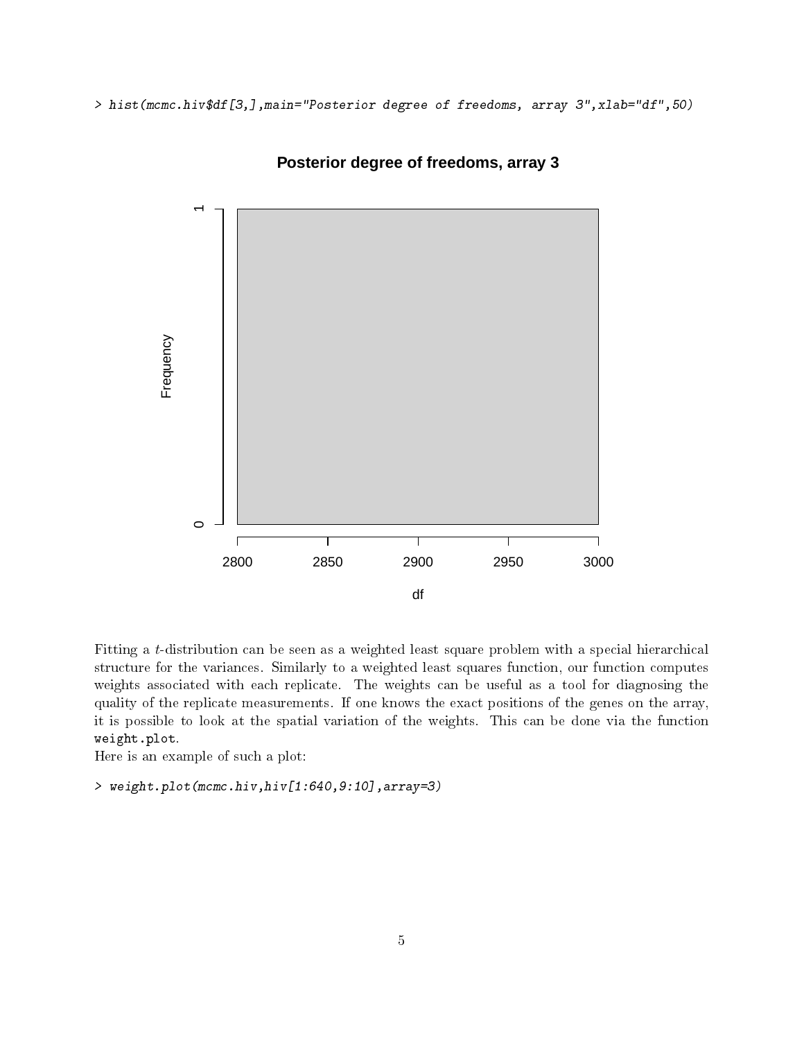```
> hist(mcmc.hiv$df[3,],main="Posterior degree of freedoms, array 3",xlab="df",50)
```

Fitting a $t$-distribution can be seen as a weighted least square problem with a special hierarchical structure for the variances. Similarly to a weighted least squares function, our function computes weights associated with each replicate. The weights can be useful as a tool for diagnosing the quality of the replicate measurements. If one knows the exact positions of the genes on the array, it is possible to look at the spatial variation of the weights. This can be done via the function `weight.plot`.
Here is an example of such a plot:

```
> weight.plot(mcmc.hiv,hiv[1:640,9:10],array=3)
```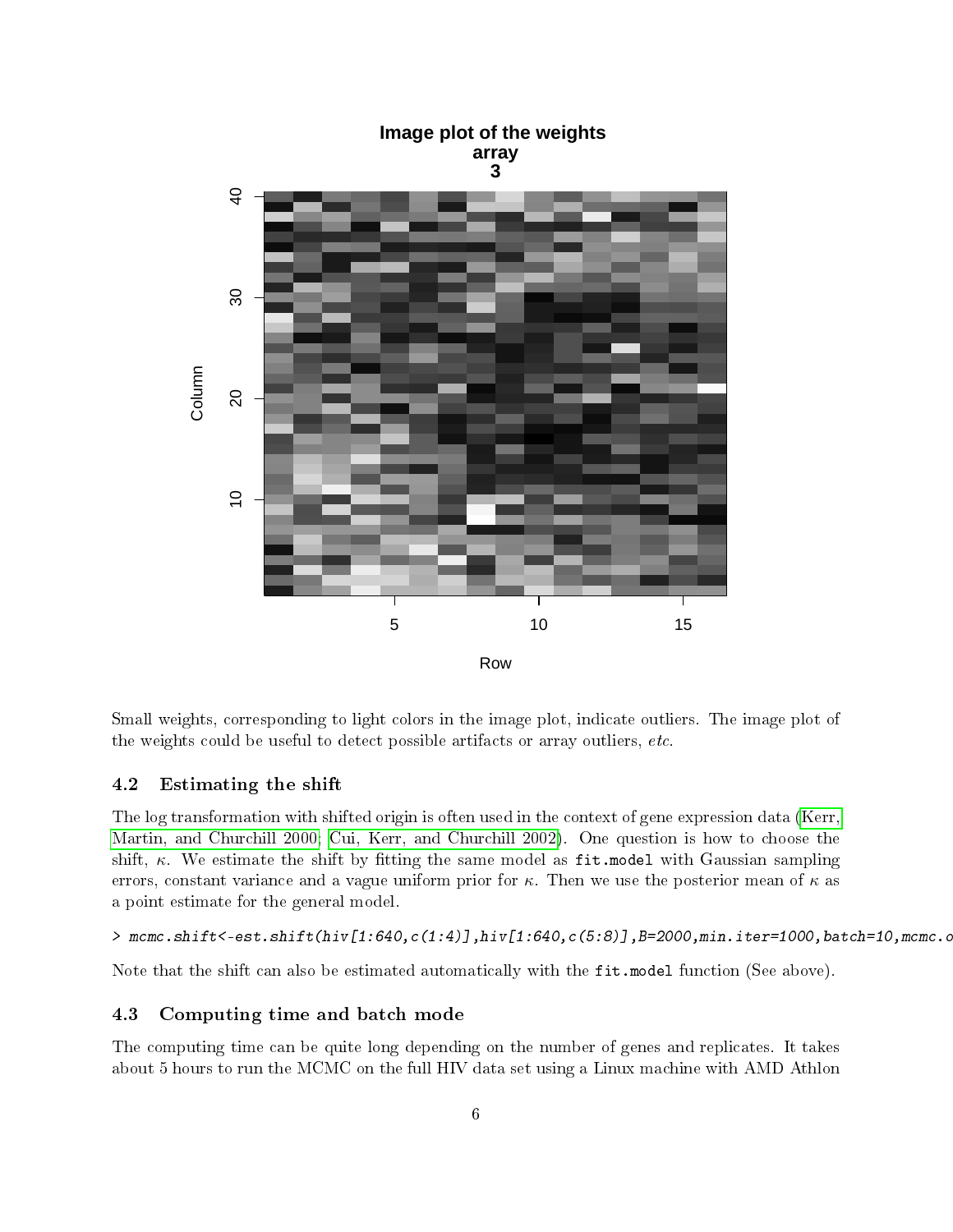Small weights, corresponding to light colors in the image plot, indicate outliers. The image plot of the weights could be useful to detect possible artifacts or array outliers, *etc.*

### 4.2 Estimating the shift

The log transformation with shifted origin is often used in the context of gene expression data (Kerr, Martin, and Churchill 2000; Cui, Kerr, and Churchill 2002). One question is how to choose the shift, $\kappa$. We estimate the shift by fitting the same model as `fit.model` with Gaussian sampling errors, constant variance and a vague uniform prior for $\kappa$. Then we use the posterior mean of $\kappa$ as a point estimate for the general model.

```
> mcmc.shift<-est.shift(hiv[1:640,c(1:4)],hiv[1:640,c(5:8)],B=2000,min.iter=1000,batch=10,mcmc.o
```

Note that the shift can also be estimated automatically with the `fit.model` function (See above).

### 4.3 Computing time and batch mode

The computing time can be quite long depending on the number of genes and replicates. It takes about 5 hours to run the MCMC on the full HIV data set using a Linux machine with AMD Athlon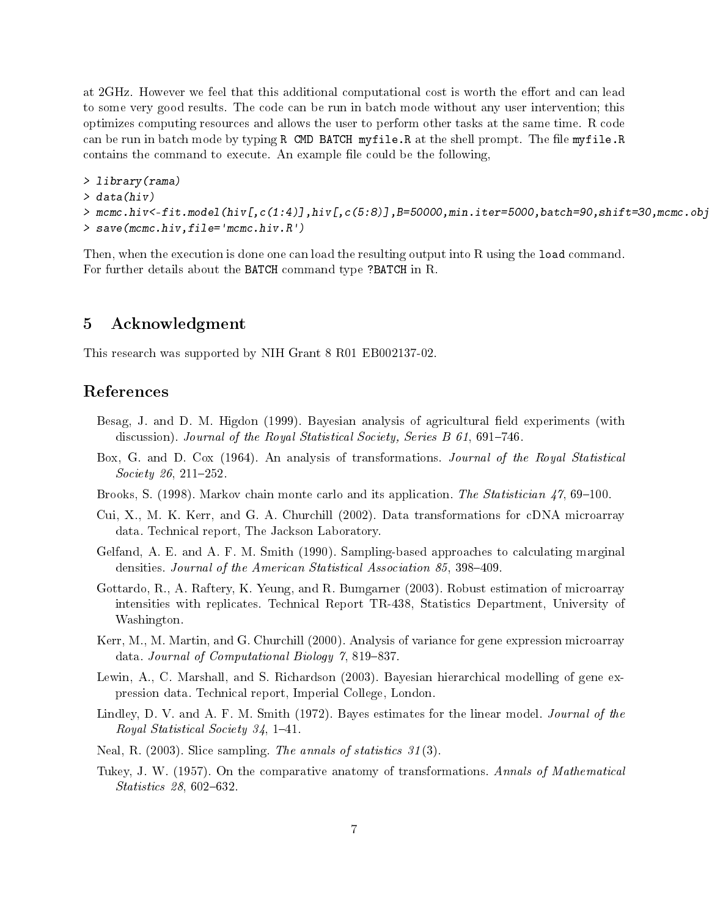at 2GHz. However we feel that this additional computational cost is worth the effort and can lead to some very good results. The code can be run in batch mode without any user intervention; this optimizes computing resources and allows the user to perform other tasks at the same time. R code can be run in batch mode by typing `R CMD BATCH myfile.R` at the shell prompt. The file `myfile.R` contains the command to execute. An example file could be the following,

```
> library(rama)
> data(hiv)
> mcmc.hiv<-fit.model(hiv[,c(1:4)],hiv[,c(5:8)],B=50000,min.iter=5000,batch=90,shift=30,mcmc.obj
> save(mcmc.hiv,file='mcmc.hiv.R')
```

Then, when the execution is done one can load the resulting output into R using the `load` command. For further details about the `BATCH` command type `?BATCH` in R.

## 5 Acknowledgment

This research was supported by NIH Grant 8 R01 EB002137-02.

## References

Besag, J. and D. M. Higdon (1999). Bayesian analysis of agricultural field experiments (with discussion). *Journal of the Royal Statistical Society, Series B 61*, 691–746.

Box, G. and D. Cox (1964). An analysis of transformations. *Journal of the Royal Statistical Society 26*, 211–252.

Brooks, S. (1998). Markov chain monte carlo and its application. *The Statistician 47*, 69–100.

Cui, X., M. K. Kerr, and G. A. Churchill (2002). Data transformations for cDNA microarray data. Technical report, The Jackson Laboratory.

Gelfand, A. E. and A. F. M. Smith (1990). Sampling-based approaches to calculating marginal densities. *Journal of the American Statistical Association 85*, 398–409.

Gottardo, R., A. Raftery, K. Yeung, and R. Bumgarner (2003). Robust estimation of microarray intensities with replicates. Technical Report TR-438, Statistics Department, University of Washington.

Kerr, M., M. Martin, and G. Churchill (2000). Analysis of variance for gene expression microarray data. *Journal of Computational Biology 7*, 819–837.

Lewin, A., C. Marshall, and S. Richardson (2003). Bayesian hierarchical modelling of gene expression data. Technical report, Imperial College, London.

Lindley, D. V. and A. F. M. Smith (1972). Bayes estimates for the linear model. *Journal of the Royal Statistical Society 34*, 1–41.

Neal, R. (2003). Slice sampling. *The annals of statistics 31*(3).

Tukey, J. W. (1957). On the comparative anatomy of transformations. *Annals of Mathematical Statistics 28*, 602–632.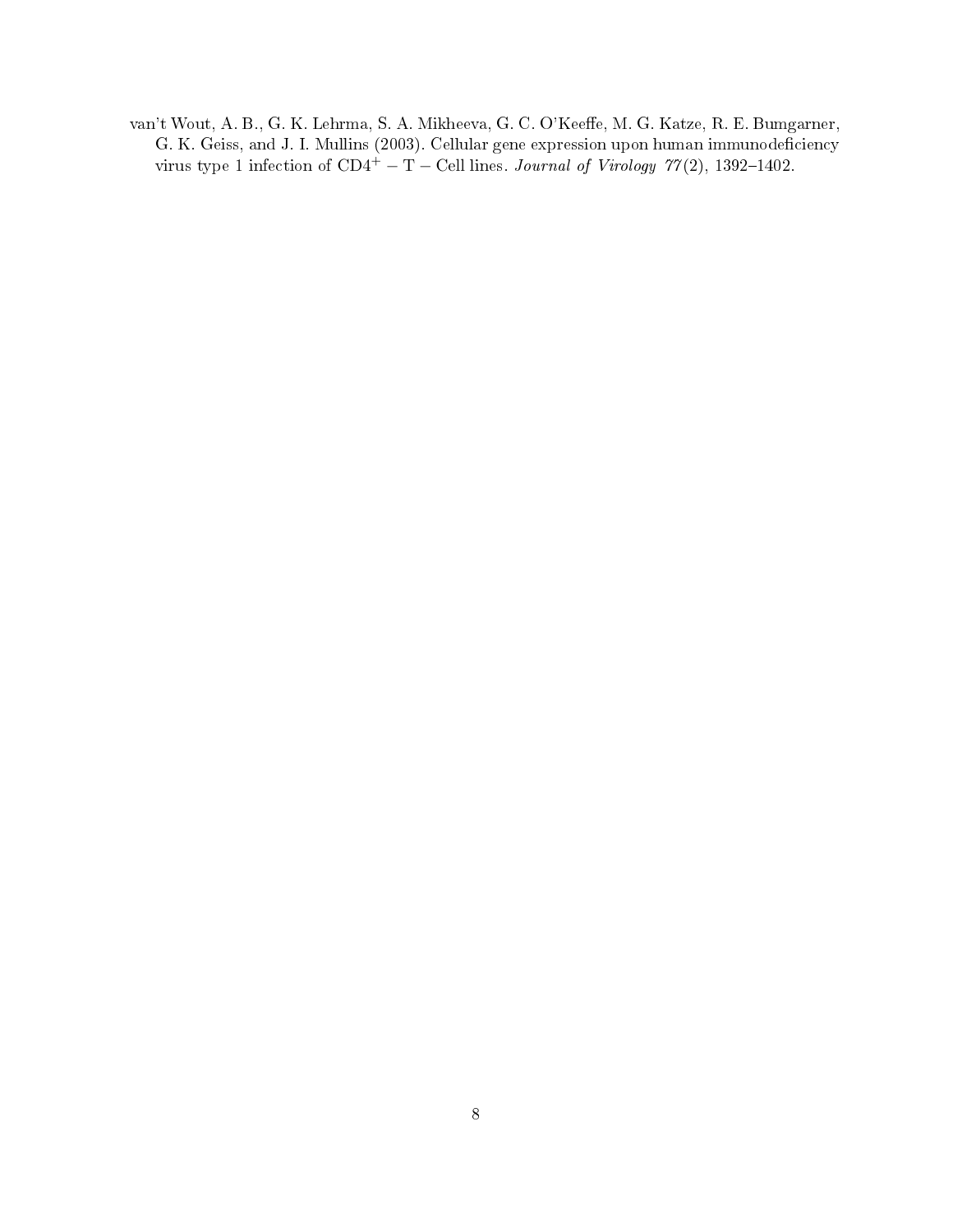van't Wout, A. B., G. K. Lehrma, S. A. Mikheeva, G. C. O'Keeffe, M. G. Katze, R. E. Bumgarner, G. K. Geiss, and J. I. Mullins (2003). Cellular gene expression upon human immunodeficiency virus type 1 infection of $\mathrm{CD4}^{+} - \mathrm{T} - \mathrm{Cell}$ lines. *Journal of Virology 77*(2), 1392–1402.